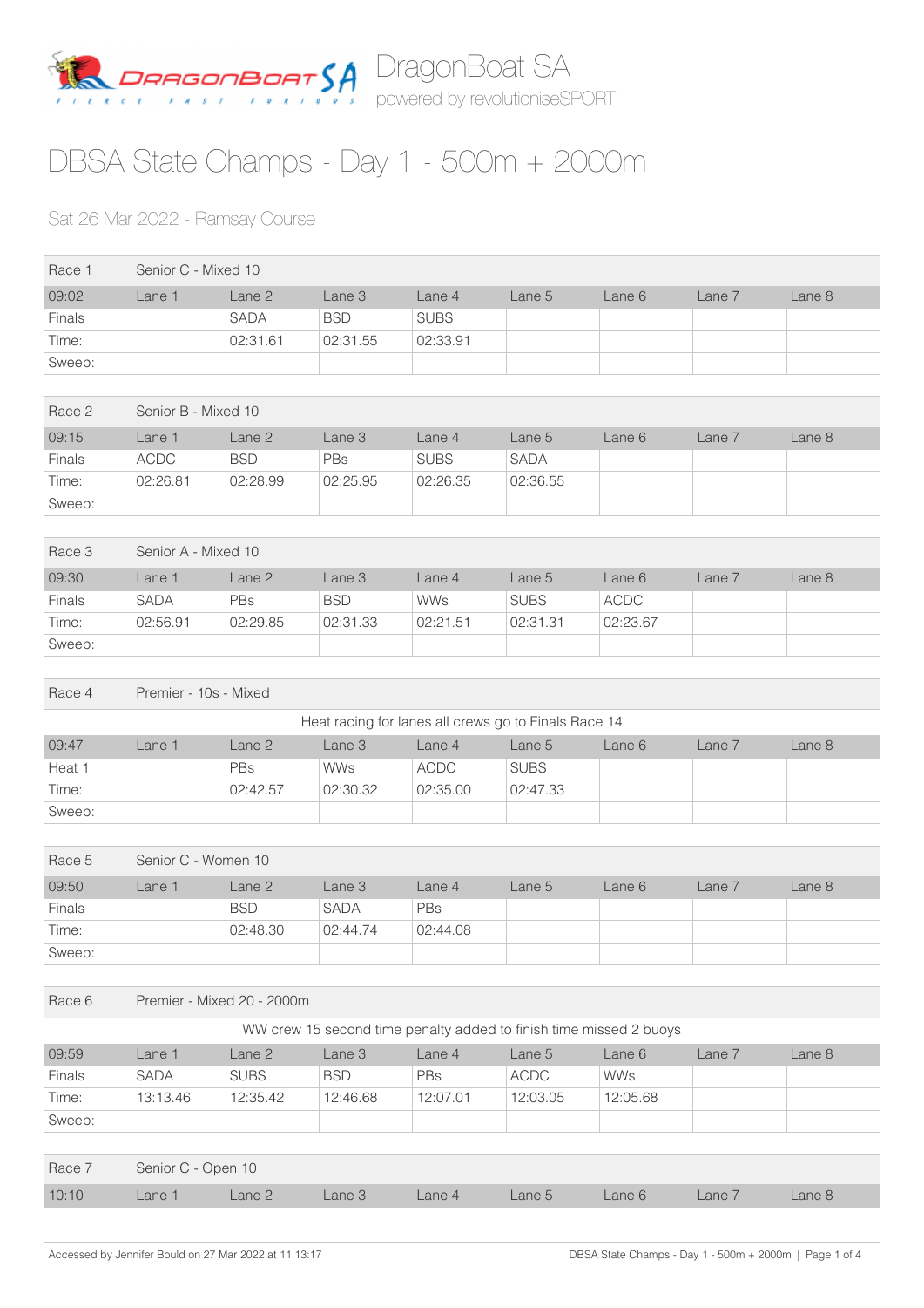DragonBoat SA

powered by revolutioniseSPORT

# DBSA State Champs - Day 1 - 500m + 2000m

Sat 26 Mar 2022 - Ramsay Course

| Race 1 | Senior C - Mixed 10 | | | | | | | |
|---|---|---|---|---|---|---|---|---|
| 09:02 | Lane 1 | Lane 2 | Lane 3 | Lane 4 | Lane 5 | Lane 6 | Lane 7 | Lane 8 |
| Finals | | SADA | BSD | SUBS | | | | |
| Time: | | 02:31.61 | 02:31.55 | 02:33.91 | | | | |
| Sweep: | | | | | | | | |

| Race 2 | Senior B - Mixed 10 | | | | | | | |
|---|---|---|---|---|---|---|---|---|
| 09:15 | Lane 1 | Lane 2 | Lane 3 | Lane 4 | Lane 5 | Lane 6 | Lane 7 | Lane 8 |
| Finals | ACDC | BSD | PBs | SUBS | SADA | | | |
| Time: | 02:26.81 | 02:28.99 | 02:25.95 | 02:26.35 | 02:36.55 | | | |
| Sweep: | | | | | | | | |

| Race 3 | Senior A - Mixed 10 | | | | | | | |
|---|---|---|---|---|---|---|---|---|
| 09:30 | Lane 1 | Lane 2 | Lane 3 | Lane 4 | Lane 5 | Lane 6 | Lane 7 | Lane 8 |
| Finals | SADA | PBs | BSD | WWs | SUBS | ACDC | | |
| Time: | 02:56.91 | 02:29.85 | 02:31.33 | 02:21.51 | 02:31.31 | 02:23.67 | | |
| Sweep: | | | | | | | | |

| Race 4 | Premier - 10s - Mixed | | | | | | | |
|---|---|---|---|---|---|---|---|---|
| Heat racing for lanes all crews go to Finals Race 14 | | | | | | | | |
| 09:47 | Lane 1 | Lane 2 | Lane 3 | Lane 4 | Lane 5 | Lane 6 | Lane 7 | Lane 8 |
| Heat 1 | | PBs | WWs | ACDC | SUBS | | | |
| Time: | | 02:42.57 | 02:30.32 | 02:35.00 | 02:47.33 | | | |
| Sweep: | | | | | | | | |

| Race 5 | Senior C - Women 10 | | | | | | | |
|---|---|---|---|---|---|---|---|---|
| 09:50 | Lane 1 | Lane 2 | Lane 3 | Lane 4 | Lane 5 | Lane 6 | Lane 7 | Lane 8 |
| Finals | | BSD | SADA | PBs | | | | |
| Time: | | 02:48.30 | 02:44.74 | 02:44.08 | | | | |
| Sweep: | | | | | | | | |

| Race 6 | Premier - Mixed 20 - 2000m | | | | | | | |
|---|---|---|---|---|---|---|---|---|
| WW crew 15 second time penalty added to finish time missed 2 buoys | | | | | | | | |
| 09:59 | Lane 1 | Lane 2 | Lane 3 | Lane 4 | Lane 5 | Lane 6 | Lane 7 | Lane 8 |
| Finals | SADA | SUBS | BSD | PBs | ACDC | WWs | | |
| Time: | 13:13.46 | 12:35.42 | 12:46.68 | 12:07.01 | 12:03.05 | 12:05.68 | | |
| Sweep: | | | | | | | | |

| Race 7 | Senior C - Open 10 | | | | | | | |
|---|---|---|---|---|---|---|---|---|
| 10:10 | Lane 1 | Lane 2 | Lane 3 | Lane 4 | Lane 5 | Lane 6 | Lane 7 | Lane 8 |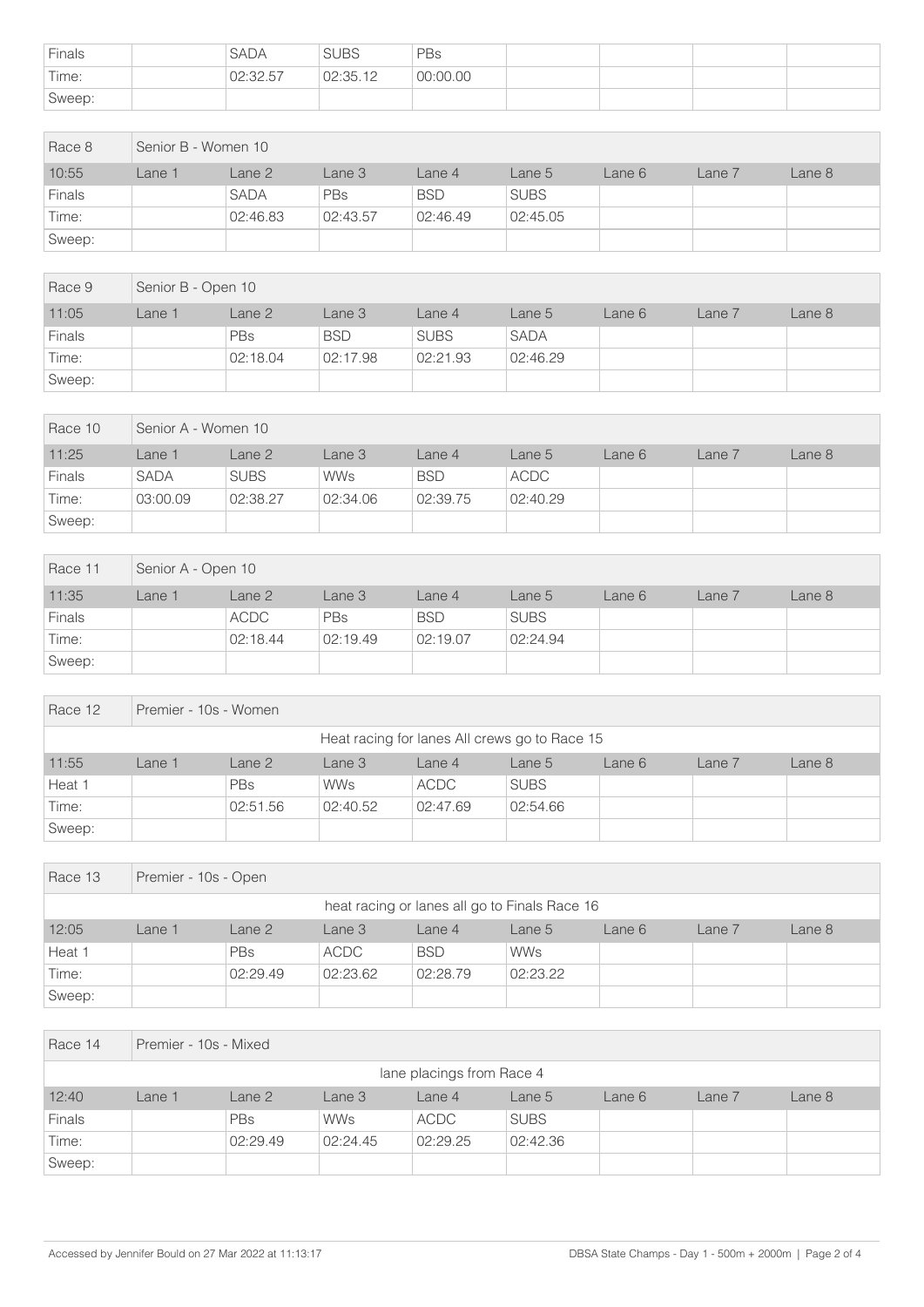| Finals | | SADA | SUBS | PBs | | | | |
|---|---|---|---|---|---|---|---|---|
| Time: | | 02:32.57 | 02:35.12 | 00:00.00 | | | | |
| Sweep: | | | | | | | | |

| Race 8 | Senior B - Women 10 | | | | | | | |
|---|---|---|---|---|---|---|---|---|
| 10:55 | Lane 1 | Lane 2 | Lane 3 | Lane 4 | Lane 5 | Lane 6 | Lane 7 | Lane 8 |
| Finals | | SADA | PBs | BSD | SUBS | | | |
| Time: | | 02:46.83 | 02:43.57 | 02:46.49 | 02:45.05 | | | |
| Sweep: | | | | | | | | |

| Race 9 | Senior B - Open 10 | | | | | | | |
|---|---|---|---|---|---|---|---|---|
| 11:05 | Lane 1 | Lane 2 | Lane 3 | Lane 4 | Lane 5 | Lane 6 | Lane 7 | Lane 8 |
| Finals | | PBs | BSD | SUBS | SADA | | | |
| Time: | | 02:18.04 | 02:17.98 | 02:21.93 | 02:46.29 | | | |
| Sweep: | | | | | | | | |

| Race 10 | Senior A - Women 10 | | | | | | | |
|---|---|---|---|---|---|---|---|---|
| 11:25 | Lane 1 | Lane 2 | Lane 3 | Lane 4 | Lane 5 | Lane 6 | Lane 7 | Lane 8 |
| Finals | SADA | SUBS | WWs | BSD | ACDC | | | |
| Time: | 03:00.09 | 02:38.27 | 02:34.06 | 02:39.75 | 02:40.29 | | | |
| Sweep: | | | | | | | | |

| Race 11 | Senior A - Open 10 | | | | | | | |
|---|---|---|---|---|---|---|---|---|
| 11:35 | Lane 1 | Lane 2 | Lane 3 | Lane 4 | Lane 5 | Lane 6 | Lane 7 | Lane 8 |
| Finals | | ACDC | PBs | BSD | SUBS | | | |
| Time: | | 02:18.44 | 02:19.49 | 02:19.07 | 02:24.94 | | | |
| Sweep: | | | | | | | | |

| Race 12 | Premier - 10s - Women | | | | | | | |
|---|---|---|---|---|---|---|---|---|
| Heat racing for lanes All crews go to Race 15 | | | | | | | | |
| 11:55 | Lane 1 | Lane 2 | Lane 3 | Lane 4 | Lane 5 | Lane 6 | Lane 7 | Lane 8 |
| Heat 1 | | PBs | WWs | ACDC | SUBS | | | |
| Time: | | 02:51.56 | 02:40.52 | 02:47.69 | 02:54.66 | | | |
| Sweep: | | | | | | | | |

| Race 13 | Premier - 10s - Open | | | | | | | |
|---|---|---|---|---|---|---|---|---|
| heat racing or lanes all go to Finals Race 16 | | | | | | | | |
| 12:05 | Lane 1 | Lane 2 | Lane 3 | Lane 4 | Lane 5 | Lane 6 | Lane 7 | Lane 8 |
| Heat 1 | | PBs | ACDC | BSD | WWs | | | |
| Time: | | 02:29.49 | 02:23.62 | 02:28.79 | 02:23.22 | | | |
| Sweep: | | | | | | | | |

| Race 14 | Premier - 10s - Mixed | | | | | | | |
|---|---|---|---|---|---|---|---|---|
| lane placings from Race 4 | | | | | | | | |
| 12:40 | Lane 1 | Lane 2 | Lane 3 | Lane 4 | Lane 5 | Lane 6 | Lane 7 | Lane 8 |
| Finals | | PBs | WWs | ACDC | SUBS | | | |
| Time: | | 02:29.49 | 02:24.45 | 02:29.25 | 02:42.36 | | | |
| Sweep: | | | | | | | | |

Accessed by Jennifer Bould on 27 Mar 2022 at 11:13:17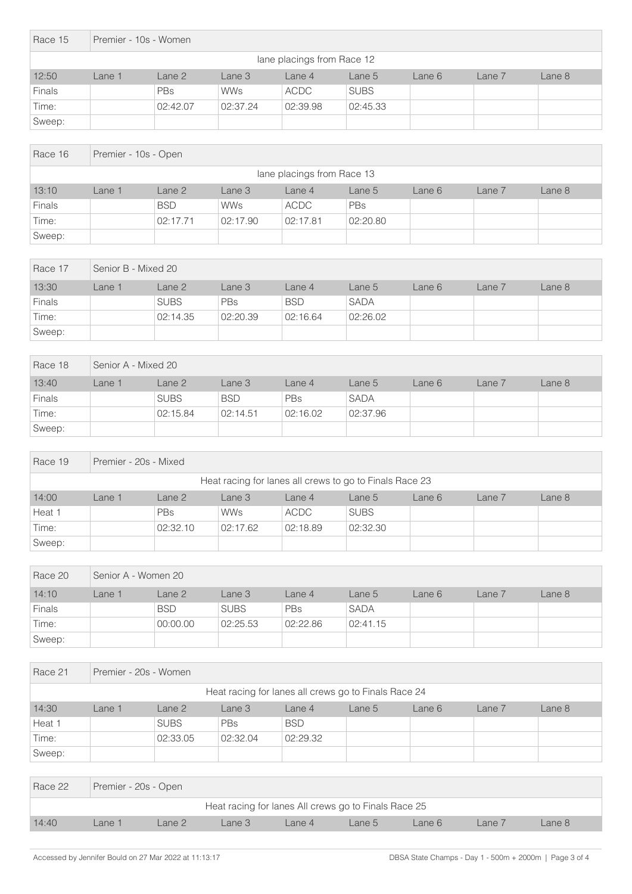| Race 15 | Premier - 10s - Women | | | | | | | |
|---|---|---|---|---|---|---|---|---|
| lane placings from Race 12 | | | | | | | | |
| 12:50 | Lane 1 | Lane 2 | Lane 3 | Lane 4 | Lane 5 | Lane 6 | Lane 7 | Lane 8 |
| Finals | | PBs | WWs | ACDC | SUBS | | | |
| Time: | | 02:42.07 | 02:37.24 | 02:39.98 | 02:45.33 | | | |
| Sweep: | | | | | | | | |

| Race 16 | Premier - 10s - Open | | | | | | | |
|---|---|---|---|---|---|---|---|---|
| lane placings from Race 13 | | | | | | | | |
| 13:10 | Lane 1 | Lane 2 | Lane 3 | Lane 4 | Lane 5 | Lane 6 | Lane 7 | Lane 8 |
| Finals | | BSD | WWs | ACDC | PBs | | | |
| Time: | | 02:17.71 | 02:17.90 | 02:17.81 | 02:20.80 | | | |
| Sweep: | | | | | | | | |

| Race 17 | Senior B - Mixed 20 | | | | | | | |
|---|---|---|---|---|---|---|---|---|
| 13:30 | Lane 1 | Lane 2 | Lane 3 | Lane 4 | Lane 5 | Lane 6 | Lane 7 | Lane 8 |
| Finals | | SUBS | PBs | BSD | SADA | | | |
| Time: | | 02:14.35 | 02:20.39 | 02:16.64 | 02:26.02 | | | |
| Sweep: | | | | | | | | |

| Race 18 | Senior A - Mixed 20 | | | | | | | |
|---|---|---|---|---|---|---|---|---|
| 13:40 | Lane 1 | Lane 2 | Lane 3 | Lane 4 | Lane 5 | Lane 6 | Lane 7 | Lane 8 |
| Finals | | SUBS | BSD | PBs | SADA | | | |
| Time: | | 02:15.84 | 02:14.51 | 02:16.02 | 02:37.96 | | | |
| Sweep: | | | | | | | | |

| Race 19 | Premier - 20s - Mixed | | | | | | | |
|---|---|---|---|---|---|---|---|---|
| Heat racing for lanes all crews to go to Finals Race 23 | | | | | | | | |
| 14:00 | Lane 1 | Lane 2 | Lane 3 | Lane 4 | Lane 5 | Lane 6 | Lane 7 | Lane 8 |
| Heat 1 | | PBs | WWs | ACDC | SUBS | | | |
| Time: | | 02:32.10 | 02:17.62 | 02:18.89 | 02:32.30 | | | |
| Sweep: | | | | | | | | |

| Race 20 | Senior A - Women 20 | | | | | | | |
|---|---|---|---|---|---|---|---|---|
| 14:10 | Lane 1 | Lane 2 | Lane 3 | Lane 4 | Lane 5 | Lane 6 | Lane 7 | Lane 8 |
| Finals | | BSD | SUBS | PBs | SADA | | | |
| Time: | | 00:00.00 | 02:25.53 | 02:22.86 | 02:41.15 | | | |
| Sweep: | | | | | | | | |

| Race 21 | Premier - 20s - Women | | | | | | | |
|---|---|---|---|---|---|---|---|---|
| Heat racing for lanes all crews go to Finals Race 24 | | | | | | | | |
| 14:30 | Lane 1 | Lane 2 | Lane 3 | Lane 4 | Lane 5 | Lane 6 | Lane 7 | Lane 8 |
| Heat 1 | | SUBS | PBs | BSD | | | | |
| Time: | | 02:33.05 | 02:32.04 | 02:29.32 | | | | |
| Sweep: | | | | | | | | |

| Race 22 | Premier - 20s - Open | | | | | | | |
|---|---|---|---|---|---|---|---|---|
| Heat racing for lanes All crews go to Finals Race 25 | | | | | | | | |
| 14:40 | Lane 1 | Lane 2 | Lane 3 | Lane 4 | Lane 5 | Lane 6 | Lane 7 | Lane 8 |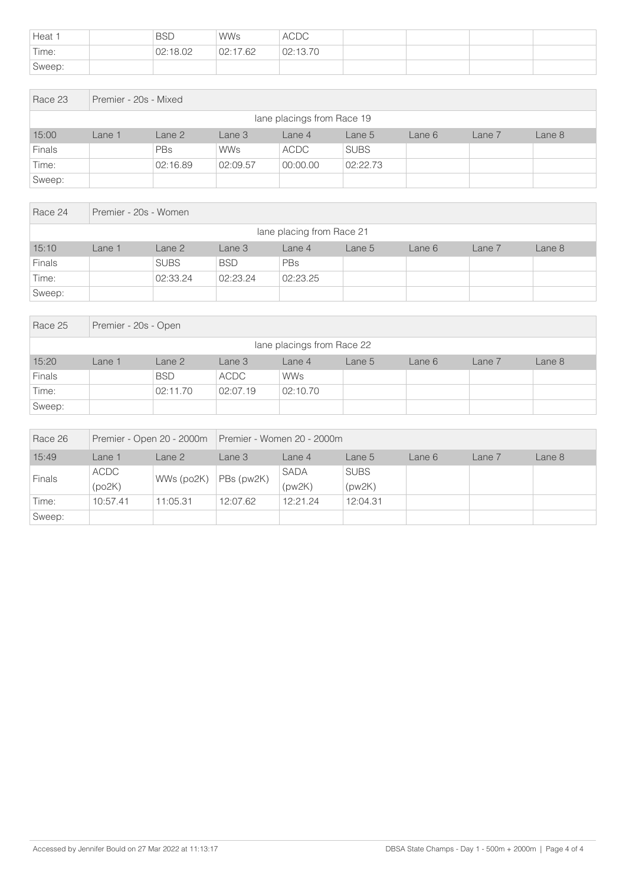| Heat 1 | | BSD | WWs | ACDC | | | | |
|---|---|---|---|---|---|---|---|---|
| Time: | | 02:18.02 | 02:17.62 | 02:13.70 | | | | |
| Sweep: | | | | | | | | |

| Race 23 | Premier - 20s - Mixed | | | | | | | |
|---|---|---|---|---|---|---|---|---|
| lane placings from Race 19 | | | | | | | | |
| 15:00 | Lane 1 | Lane 2 | Lane 3 | Lane 4 | Lane 5 | Lane 6 | Lane 7 | Lane 8 |
| Finals | | PBs | WWs | ACDC | SUBS | | | |
| Time: | | 02:16.89 | 02:09.57 | 00:00.00 | 02:22.73 | | | |
| Sweep: | | | | | | | | |

| Race 24 | Premier - 20s - Women | | | | | | | |
|---|---|---|---|---|---|---|---|---|
| lane placing from Race 21 | | | | | | | | |
| 15:10 | Lane 1 | Lane 2 | Lane 3 | Lane 4 | Lane 5 | Lane 6 | Lane 7 | Lane 8 |
| Finals | | SUBS | BSD | PBs | | | | |
| Time: | | 02:33.24 | 02:23.24 | 02:23.25 | | | | |
| Sweep: | | | | | | | | |

| Race 25 | Premier - 20s - Open | | | | | | | |
|---|---|---|---|---|---|---|---|---|
| lane placings from Race 22 | | | | | | | | |
| 15:20 | Lane 1 | Lane 2 | Lane 3 | Lane 4 | Lane 5 | Lane 6 | Lane 7 | Lane 8 |
| Finals | | BSD | ACDC | WWs | | | | |
| Time: | | 02:11.70 | 02:07.19 | 02:10.70 | | | | |
| Sweep: | | | | | | | | |

| Race 26 | Premier - Open 20 - 2000m | | Premier - Women 20 - 2000m | | | | | |
|---|---|---|---|---|---|---|---|---|
| 15:49 | Lane 1 | Lane 2 | Lane 3 | Lane 4 | Lane 5 | Lane 6 | Lane 7 | Lane 8 |
| Finals | ACDC (po2K) | WWs (po2K) | PBs (pw2K) | SADA (pw2K) | SUBS (pw2K) | | | |
| Time: | 10:57.41 | 11:05.31 | 12:07.62 | 12:21.24 | 12:04.31 | | | |
| Sweep: | | | | | | | | |

Accessed by Jennifer Bould on 27 Mar 2022 at 11:13:17